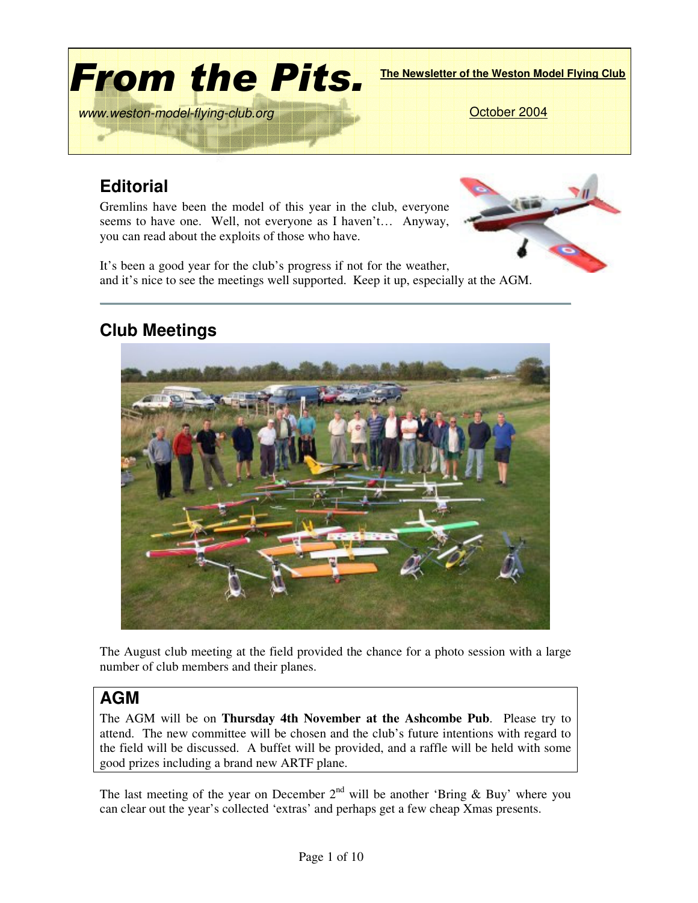# From the Pits.

**The Newsletter of the Weston Model Flying Club**

www.weston-model-flying-club.org

October 2004

## Editorial

Gremlins have been the model of this year in the club, everyone seems to have one. Well, not everyone as I haven't… Anyway, you can read about the exploits of those who have.

It's been a good year for the club's progress if not for the weather, and it's nice to see the meetings well supported. Keep it up, especially at the AGM.

---

## Club Meetings

The August club meeting at the field provided the chance for a photo session with a large number of club members and their planes.

## AGM

The AGM will be on **Thursday 4th November at the Ashcombe Pub**. Please try to attend. The new committee will be chosen and the club's future intentions with regard to the field will be discussed. A buffet will be provided, and a raffle will be held with some good prizes including a brand new ARTF plane.

The last meeting of the year on December 2nd will be another 'Bring & Buy' where you can clear out the year's collected 'extras' and perhaps get a few cheap Xmas presents.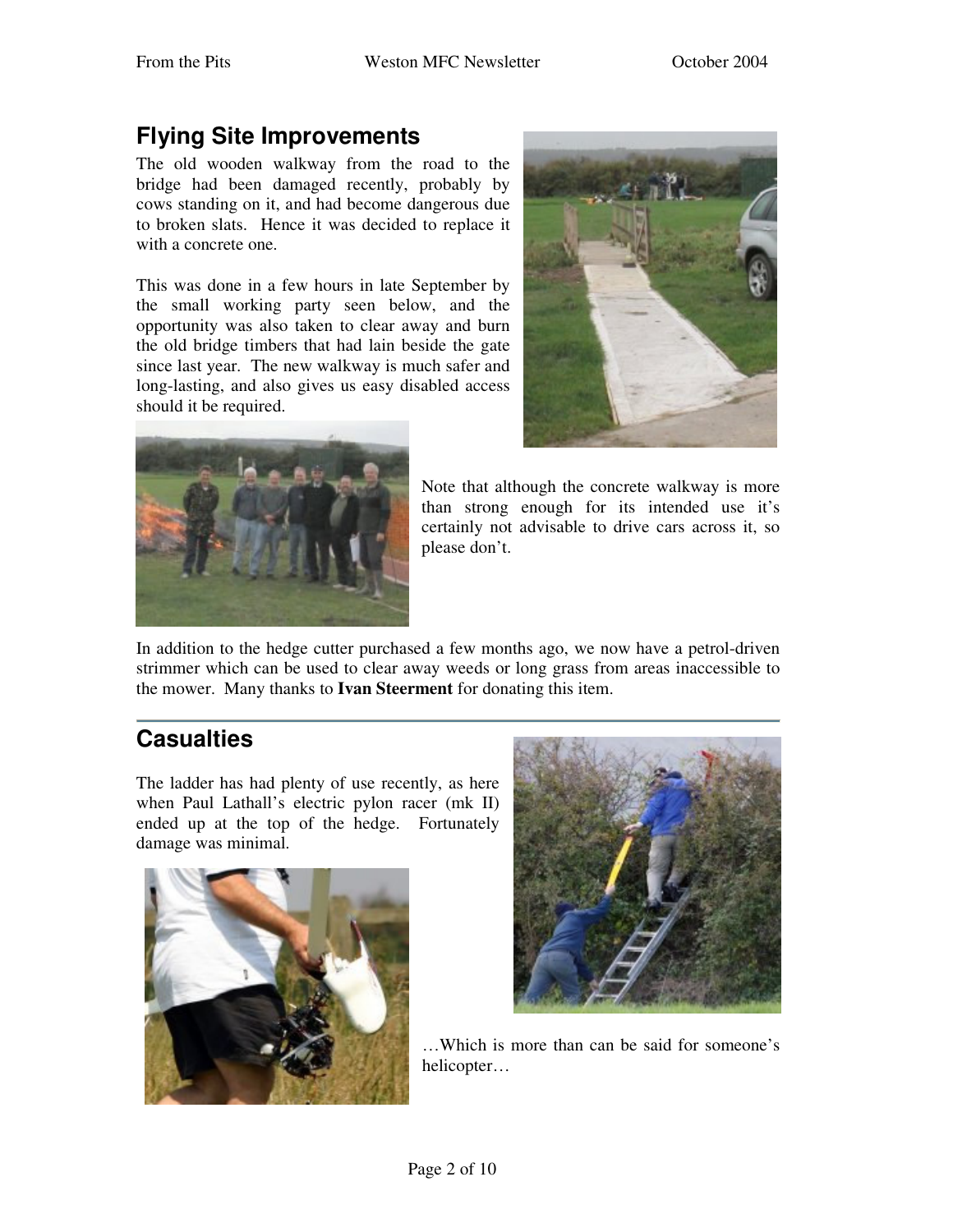## Flying Site Improvements

The old wooden walkway from the road to the bridge had been damaged recently, probably by cows standing on it, and had become dangerous due to broken slats. Hence it was decided to replace it with a concrete one.

This was done in a few hours in late September by the small working party seen below, and the opportunity was also taken to clear away and burn the old bridge timbers that had lain beside the gate since last year. The new walkway is much safer and long-lasting, and also gives us easy disabled access should it be required.

Note that although the concrete walkway is more than strong enough for its intended use it's certainly not advisable to drive cars across it, so please don't.

In addition to the hedge cutter purchased a few months ago, we now have a petrol-driven strimmer which can be used to clear away weeds or long grass from areas inaccessible to the mower. Many thanks to **Ivan Steerment** for donating this item.

---

## Casualties

The ladder has had plenty of use recently, as here when Paul Lathall's electric pylon racer (mk II) ended up at the top of the hedge. Fortunately damage was minimal.

…Which is more than can be said for someone's helicopter…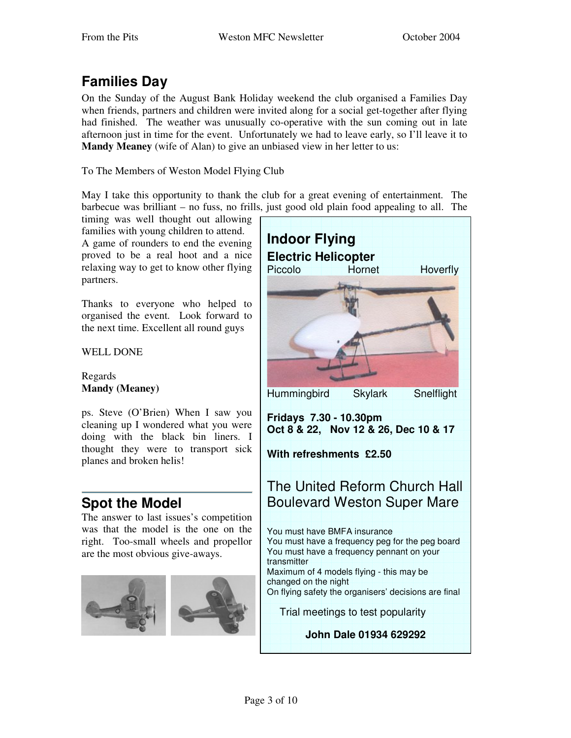## Families Day

On the Sunday of the August Bank Holiday weekend the club organised a Families Day when friends, partners and children were invited along for a social get-together after flying had finished. The weather was unusually co-operative with the sun coming out in late afternoon just in time for the event. Unfortunately we had to leave early, so I'll leave it to **Mandy Meaney** (wife of Alan) to give an unbiased view in her letter to us:

To The Members of Weston Model Flying Club

May I take this opportunity to thank the club for a great evening of entertainment. The barbecue was brilliant – no fuss, no frills, just good old plain food appealing to all. The timing was well thought out allowing families with young children to attend. A game of rounders to end the evening proved to be a real hoot and a nice relaxing way to get to know other flying partners.

Thanks to everyone who helped to organised the event. Look forward to the next time. Excellent all round guys

WELL DONE

Regards
**Mandy (Meaney)**

ps. Steve (O'Brien) When I saw you cleaning up I wondered what you were doing with the black bin liners. I thought they were to transport sick planes and broken helis!

## Spot the Model

The answer to last issues's competition was that the model is the one on the right. Too-small wheels and propellor are the most obvious give-aways.

## Indoor Flying

### Electric Helicopter

Piccolo Hornet Hoverfly

Hummingbird Skylark Snelflight

**Fridays 7.30 - 10.30pm**
**Oct 8 & 22, Nov 12 & 26, Dec 10 & 17**

**With refreshments £2.50**

The United Reform Church Hall
Boulevard Weston Super Mare

You must have BMFA insurance
You must have a frequency peg for the peg board
You must have a frequency pennant on your transmitter
Maximum of 4 models flying - this may be changed on the night
On flying safety the organisers' decisions are final

Trial meetings to test popularity

**John Dale 01934 629292**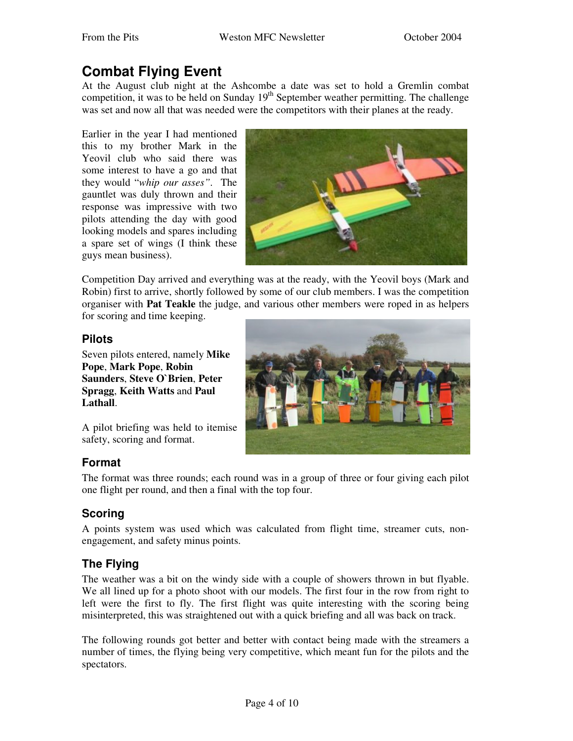# Combat Flying Event

At the August club night at the Ashcombe a date was set to hold a Gremlin combat competition, it was to be held on Sunday 19th September weather permitting. The challenge was set and now all that was needed were the competitors with their planes at the ready.

Earlier in the year I had mentioned this to my brother Mark in the Yeovil club who said there was some interest to have a go and that they would "*whip our asses"*. The gauntlet was duly thrown and their response was impressive with two pilots attending the day with good looking models and spares including a spare set of wings (I think these guys mean business).

Competition Day arrived and everything was at the ready, with the Yeovil boys (Mark and Robin) first to arrive, shortly followed by some of our club members. I was the competition organiser with **Pat Teakle** the judge, and various other members were roped in as helpers for scoring and time keeping.

## Pilots

Seven pilots entered, namely **Mike Pope**, **Mark Pope**, **Robin Saunders**, **Steve O`Brien**, **Peter Spragg**, **Keith Watts** and **Paul Lathall**.

A pilot briefing was held to itemise safety, scoring and format.

## Format

The format was three rounds; each round was in a group of three or four giving each pilot one flight per round, and then a final with the top four.

## Scoring

A points system was used which was calculated from flight time, streamer cuts, non-engagement, and safety minus points.

## The Flying

The weather was a bit on the windy side with a couple of showers thrown in but flyable. We all lined up for a photo shoot with our models. The first four in the row from right to left were the first to fly. The first flight was quite interesting with the scoring being misinterpreted, this was straightened out with a quick briefing and all was back on track.

The following rounds got better and better with contact being made with the streamers a number of times, the flying being very competitive, which meant fun for the pilots and the spectators.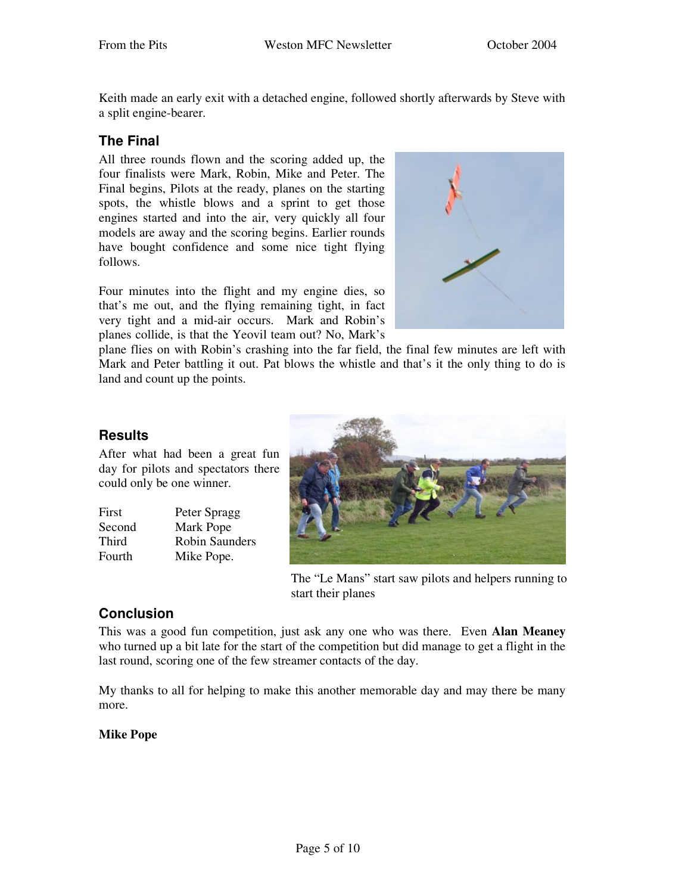Keith made an early exit with a detached engine, followed shortly afterwards by Steve with a split engine-bearer.

### The Final

All three rounds flown and the scoring added up, the four finalists were Mark, Robin, Mike and Peter. The Final begins, Pilots at the ready, planes on the starting spots, the whistle blows and a sprint to get those engines started and into the air, very quickly all four models are away and the scoring begins. Earlier rounds have bought confidence and some nice tight flying follows.

Four minutes into the flight and my engine dies, so that's me out, and the flying remaining tight, in fact very tight and a mid-air occurs. Mark and Robin's planes collide, is that the Yeovil team out? No, Mark's plane flies on with Robin's crashing into the far field, the final few minutes are left with Mark and Peter battling it out. Pat blows the whistle and that's it the only thing to do is land and count up the points.

### Results

After what had been a great fun day for pilots and spectators there could only be one winner.

| | |
|---|---|
| First | Peter Spragg |
| Second | Mark Pope |
| Third | Robin Saunders |
| Fourth | Mike Pope. |

The "Le Mans" start saw pilots and helpers running to start their planes

### Conclusion

This was a good fun competition, just ask any one who was there. Even **Alan Meaney** who turned up a bit late for the start of the competition but did manage to get a flight in the last round, scoring one of the few streamer contacts of the day.

My thanks to all for helping to make this another memorable day and may there be many more.

**Mike Pope**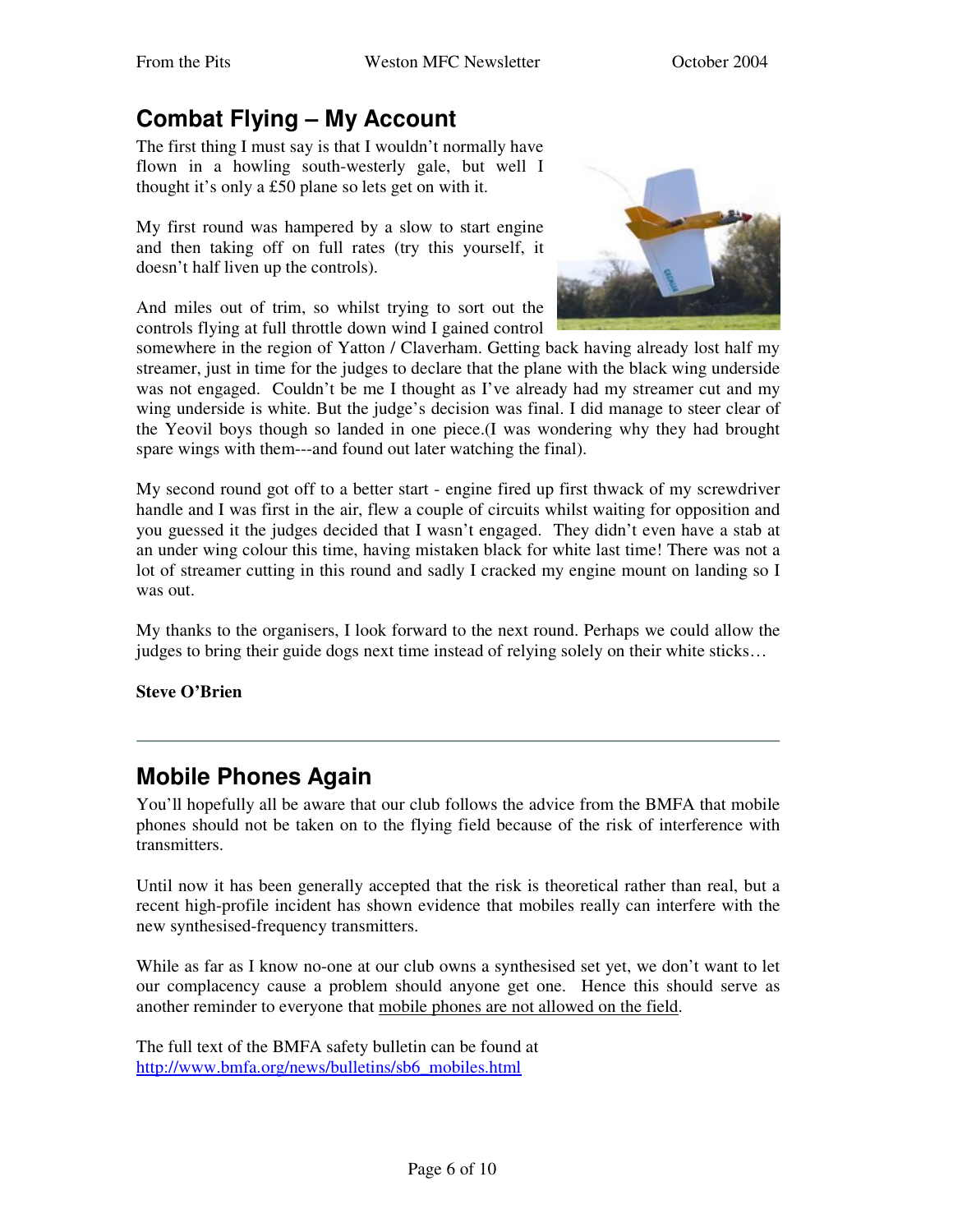## Combat Flying – My Account

The first thing I must say is that I wouldn't normally have flown in a howling south-westerly gale, but well I thought it's only a £50 plane so lets get on with it.

My first round was hampered by a slow to start engine and then taking off on full rates (try this yourself, it doesn't half liven up the controls).

And miles out of trim, so whilst trying to sort out the controls flying at full throttle down wind I gained control somewhere in the region of Yatton / Claverham. Getting back having already lost half my streamer, just in time for the judges to declare that the plane with the black wing underside was not engaged. Couldn't be me I thought as I've already had my streamer cut and my wing underside is white. But the judge's decision was final. I did manage to steer clear of the Yeovil boys though so landed in one piece.(I was wondering why they had brought spare wings with them---and found out later watching the final).

My second round got off to a better start - engine fired up first thwack of my screwdriver handle and I was first in the air, flew a couple of circuits whilst waiting for opposition and you guessed it the judges decided that I wasn't engaged. They didn't even have a stab at an under wing colour this time, having mistaken black for white last time! There was not a lot of streamer cutting in this round and sadly I cracked my engine mount on landing so I was out.

My thanks to the organisers, I look forward to the next round. Perhaps we could allow the judges to bring their guide dogs next time instead of relying solely on their white sticks…

**Steve O'Brien**

---

## Mobile Phones Again

You'll hopefully all be aware that our club follows the advice from the BMFA that mobile phones should not be taken on to the flying field because of the risk of interference with transmitters.

Until now it has been generally accepted that the risk is theoretical rather than real, but a recent high-profile incident has shown evidence that mobiles really can interfere with the new synthesised-frequency transmitters.

While as far as I know no-one at our club owns a synthesised set yet, we don't want to let our complacency cause a problem should anyone get one. Hence this should serve as another reminder to everyone that mobile phones are not allowed on the field.

The full text of the BMFA safety bulletin can be found at http://www.bmfa.org/news/bulletins/sb6_mobiles.html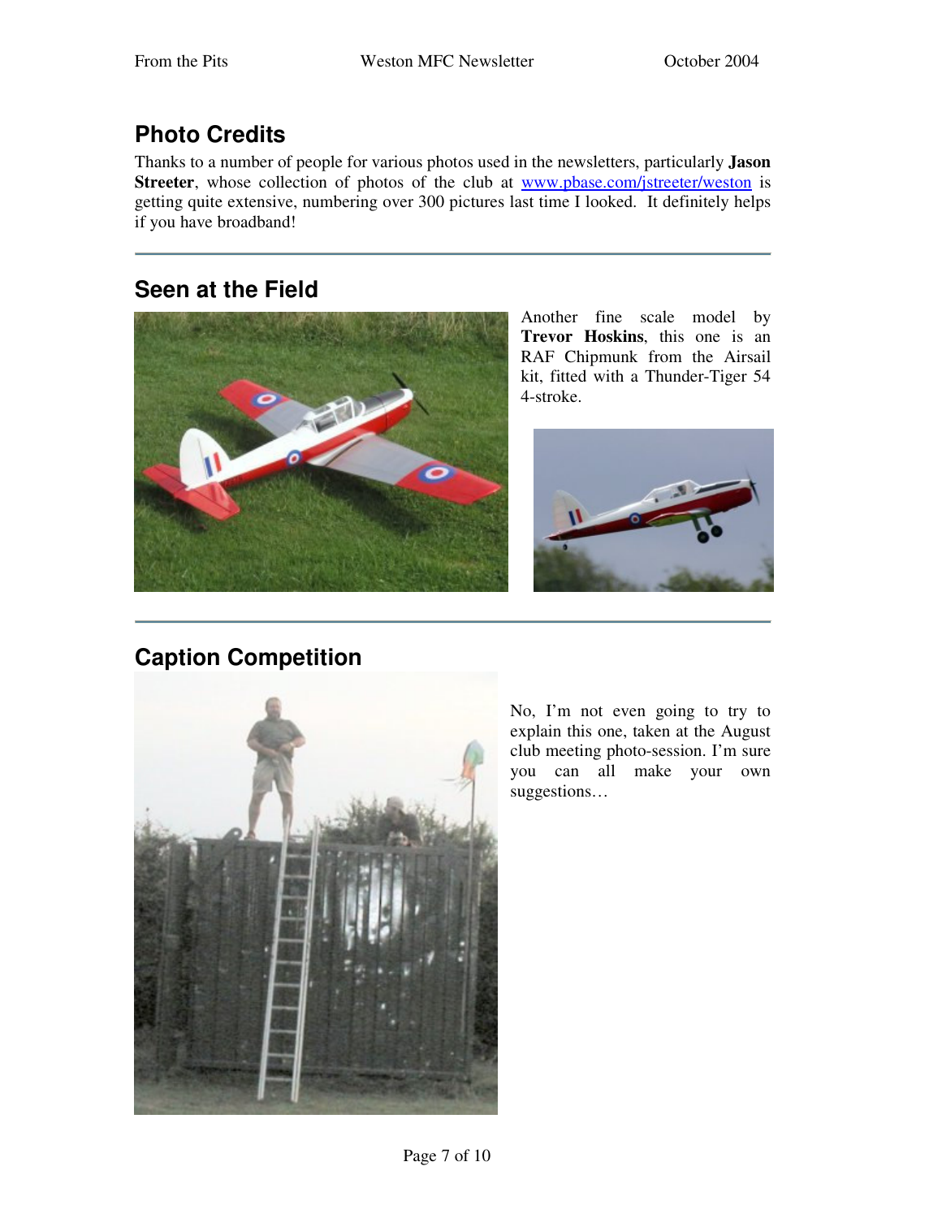## Photo Credits

Thanks to a number of people for various photos used in the newsletters, particularly **Jason Streeter**, whose collection of photos of the club at [www.pbase.com/jstreeter/weston](www.pbase.com/jstreeter/weston) is getting quite extensive, numbering over 300 pictures last time I looked. It definitely helps if you have broadband!

## Seen at the Field

Another fine scale model by **Trevor Hoskins**, this one is an RAF Chipmunk from the Airsail kit, fitted with a Thunder-Tiger 54 4-stroke.

## Caption Competition

No, I'm not even going to try to explain this one, taken at the August club meeting photo-session. I'm sure you can all make your own suggestions…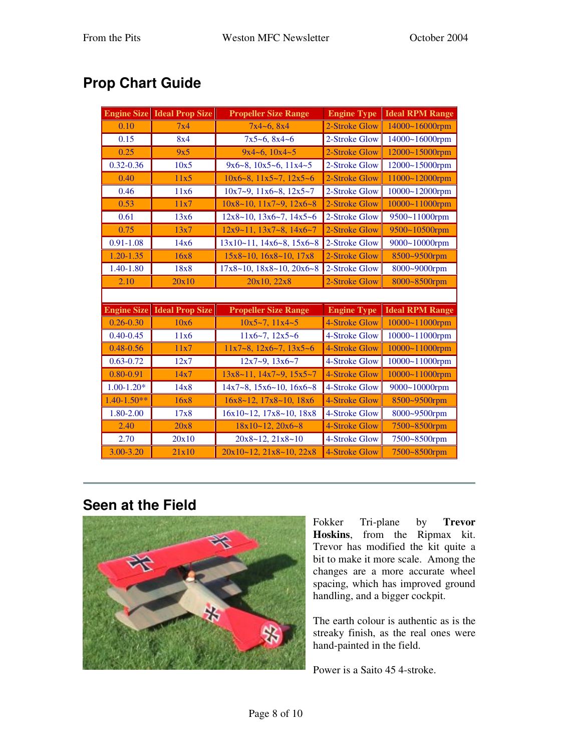## Prop Chart Guide

| Engine Size | Ideal Prop Size | Propeller Size Range | Engine Type | Ideal RPM Range |
|---|---|---|---|---|
| 0.10 | 7x4 | 7x4~6, 8x4 | 2-Stroke Glow | 14000~16000rpm |
| 0.15 | 8x4 | 7x5~6, 8x4~6 | 2-Stroke Glow | 14000~16000rpm |
| 0.25 | 9x5 | 9x4~6, 10x4~5 | 2-Stroke Glow | 12000~15000rpm |
| 0.32-0.36 | 10x5 | 9x6~8, 10x5~6, 11x4~5 | 2-Stroke Glow | 12000~15000rpm |
| 0.40 | 11x5 | 10x6~8, 11x5~7, 12x5~6 | 2-Stroke Glow | 11000~12000rpm |
| 0.46 | 11x6 | 10x7~9, 11x6~8, 12x5~7 | 2-Stroke Glow | 10000~12000rpm |
| 0.53 | 11x7 | 10x8~10, 11x7~9, 12x6~8 | 2-Stroke Glow | 10000~11000rpm |
| 0.61 | 13x6 | 12x8~10, 13x6~7, 14x5~6 | 2-Stroke Glow | 9500~11000rpm |
| 0.75 | 13x7 | 12x9~11, 13x7~8, 14x6~7 | 2-Stroke Glow | 9500~10500rpm |
| 0.91-1.08 | 14x6 | 13x10~11, 14x6~8, 15x6~8 | 2-Stroke Glow | 9000~10000rpm |
| 1.20-1.35 | 16x8 | 15x8~10, 16x8~10, 17x8 | 2-Stroke Glow | 8500~9500rpm |
| 1.40-1.80 | 18x8 | 17x8~10, 18x8~10, 20x6~8 | 2-Stroke Glow | 8000~9000rpm |
| 2.10 | 20x10 | 20x10, 22x8 | 2-Stroke Glow | 8000~8500rpm |
| | | | | |
| **Engine Size** | **Ideal Prop Size** | **Propeller Size Range** | **Engine Type** | **Ideal RPM Range** |
| 0.26-0.30 | 10x6 | 10x5~7, 11x4~5 | 4-Stroke Glow | 10000~11000rpm |
| 0.40-0.45 | 11x6 | 11x6~7, 12x5~6 | 4-Stroke Glow | 10000~11000rpm |
| 0.48-0.56 | 11x7 | 11x7~8, 12x6~7, 13x5~6 | 4-Stroke Glow | 10000~11000rpm |
| 0.63-0.72 | 12x7 | 12x7~9, 13x6~7 | 4-Stroke Glow | 10000~11000rpm |
| 0.80-0.91 | 14x7 | 13x8~11, 14x7~9, 15x5~7 | 4-Stroke Glow | 10000~11000rpm |
| 1.00-1.20* | 14x8 | 14x7~8, 15x6~10, 16x6~8 | 4-Stroke Glow | 9000~10000rpm |
| 1.40-1.50** | 16x8 | 16x8~12, 17x8~10, 18x6 | 4-Stroke Glow | 8500~9500rpm |
| 1.80-2.00 | 17x8 | 16x10~12, 17x8~10, 18x8 | 4-Stroke Glow | 8000~9500rpm |
| 2.40 | 20x8 | 18x10~12, 20x6~8 | 4-Stroke Glow | 7500~8500rpm |
| 2.70 | 20x10 | 20x8~12, 21x8~10 | 4-Stroke Glow | 7500~8500rpm |
| 3.00-3.20 | 21x10 | 20x10~12, 21x8~10, 22x8 | 4-Stroke Glow | 7500~8500rpm |

---

## Seen at the Field

Fokker Tri-plane by **Trevor Hoskins**, from the Ripmax kit. Trevor has modified the kit quite a bit to make it more scale. Among the changes are a more accurate wheel spacing, which has improved ground handling, and a bigger cockpit.

The earth colour is authentic as is the streaky finish, as the real ones were hand-painted in the field.

Power is a Saito 45 4-stroke.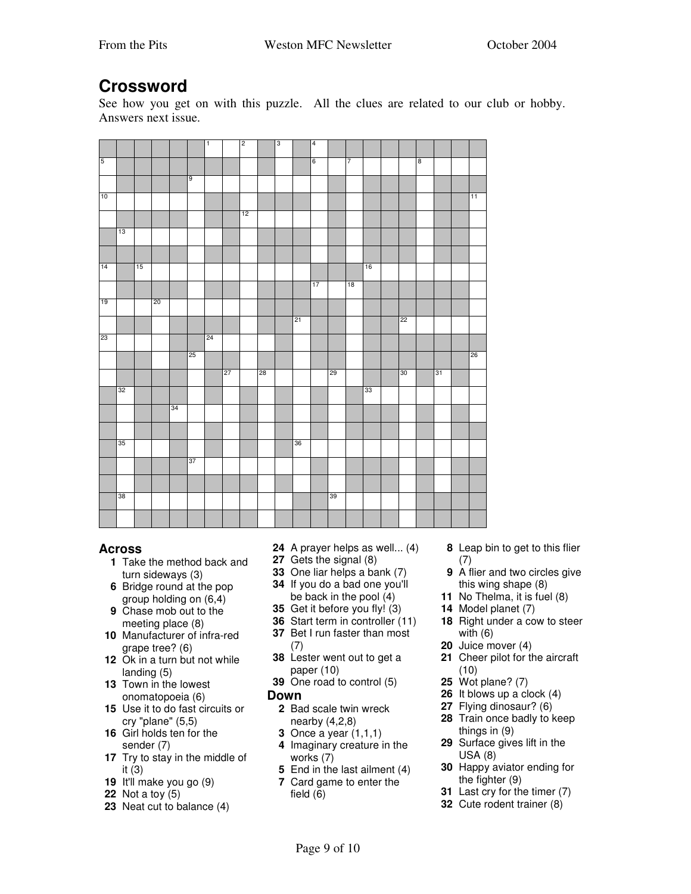## Crossword

See how you get on with this puzzle. All the clues are related to our club or hobby. Answers next issue.

### Across

- **1** Take the method back and turn sideways (3)
- **6** Bridge round at the pop group holding on (6,4)
- **9** Chase mob out to the meeting place (8)
- **10** Manufacturer of infra-red grape tree? (6)
- **12** Ok in a turn but not while landing (5)
- **13** Town in the lowest onomatopoeia (6)
- **15** Use it to do fast circuits or cry "plane" (5,5)
- **16** Girl holds ten for the sender (7)
- **17** Try to stay in the middle of it (3)
- **19** It'll make you go (9)
- **22** Not a toy (5)
- **23** Neat cut to balance (4)
- **24** A prayer helps as well... (4)
- **27** Gets the signal (8)
- **33** One liar helps a bank (7)
- **34** If you do a bad one you'll be back in the pool (4)
- **35** Get it before you fly! (3)
- **36** Start term in controller (11)
- **37** Bet I run faster than most (7)
- **38** Lester went out to get a paper (10)
- **39** One road to control (5)

### Down

- **2** Bad scale twin wreck nearby (4,2,8)
- **3** Once a year (1,1,1)
- **4** Imaginary creature in the works (7)
- **5** End in the last ailment (4)
- **7** Card game to enter the field (6)
- **8** Leap bin to get to this flier (7)
- **9** A flier and two circles give this wing shape (8)
- **11** No Thelma, it is fuel (8)
- **14** Model planet (7)
- **18** Right under a cow to steer with (6)
- **20** Juice mover (4)
- **21** Cheer pilot for the aircraft (10)
- **25** Wot plane? (7)
- **26** It blows up a clock (4)
- **27** Flying dinosaur? (6)
- **28** Train once badly to keep things in (9)
- **29** Surface gives lift in the USA (8)
- **30** Happy aviator ending for the fighter (9)
- **31** Last cry for the timer (7)
- **32** Cute rodent trainer (8)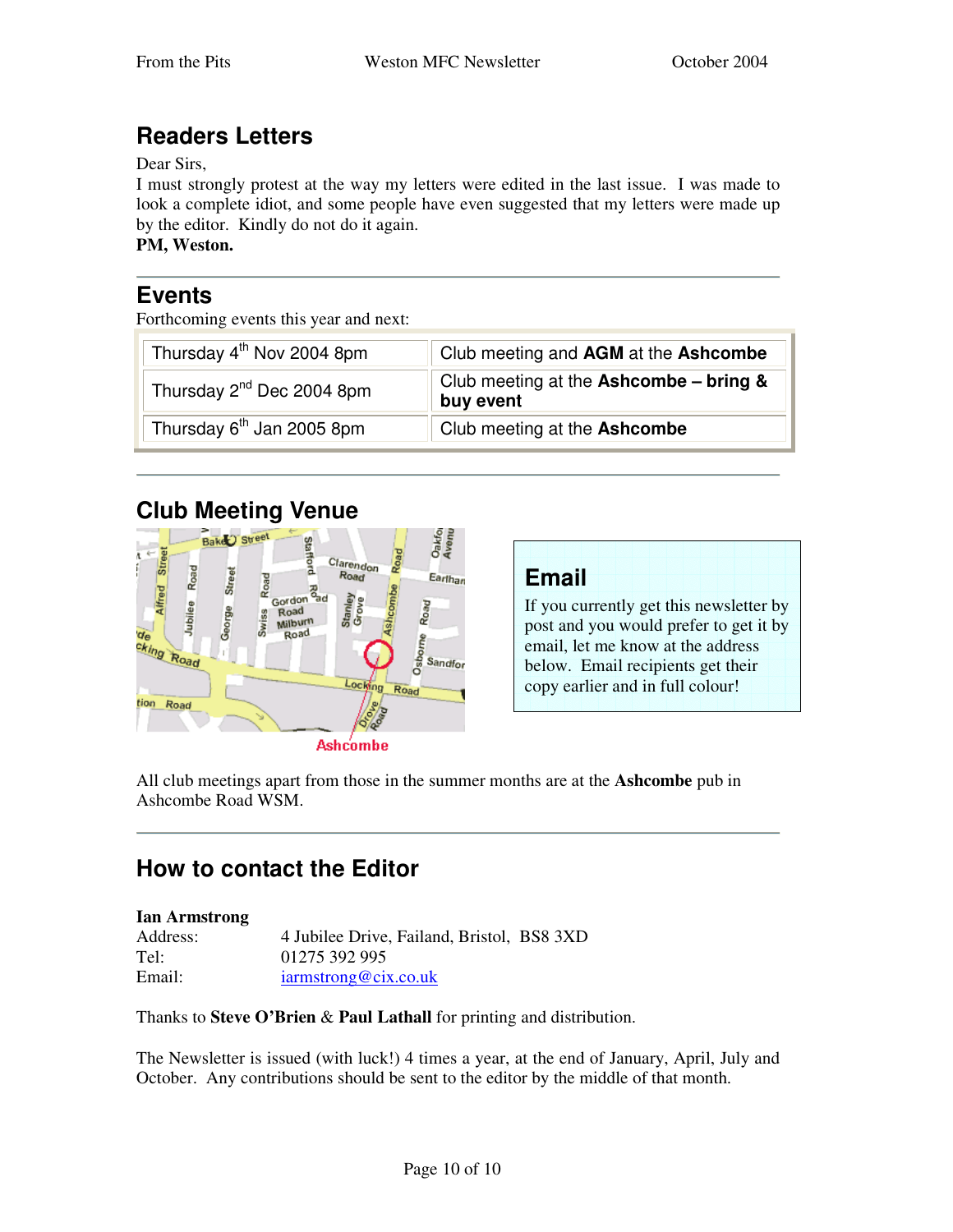## Readers Letters

Dear Sirs,
I must strongly protest at the way my letters were edited in the last issue. I was made to look a complete idiot, and some people have even suggested that my letters were made up by the editor. Kindly do not do it again.
**PM, Weston.**

---

## Events

Forthcoming events this year and next:

| | |
|---|---|
| Thursday 4th Nov 2004 8pm | Club meeting and **AGM** at the **Ashcombe** |
| Thursday 2nd Dec 2004 8pm | Club meeting at the **Ashcombe – bring & buy event** |
| Thursday 6th Jan 2005 8pm | Club meeting at the **Ashcombe** |

---

## Club Meeting Venue

Ashcombe

## Email

If you currently get this newsletter by post and you would prefer to get it by email, let me know at the address below. Email recipients get their copy earlier and in full colour!

All club meetings apart from those in the summer months are at the **Ashcombe** pub in Ashcombe Road WSM.

---

## How to contact the Editor

**Ian Armstrong**

| | |
|---|---|
| Address: | 4 Jubilee Drive, Failand, Bristol, BS8 3XD |
| Tel: | 01275 392 995 |
| Email: | iarmstrong@cix.co.uk |

Thanks to **Steve O'Brien** & **Paul Lathall** for printing and distribution.

The Newsletter is issued (with luck!) 4 times a year, at the end of January, April, July and October. Any contributions should be sent to the editor by the middle of that month.